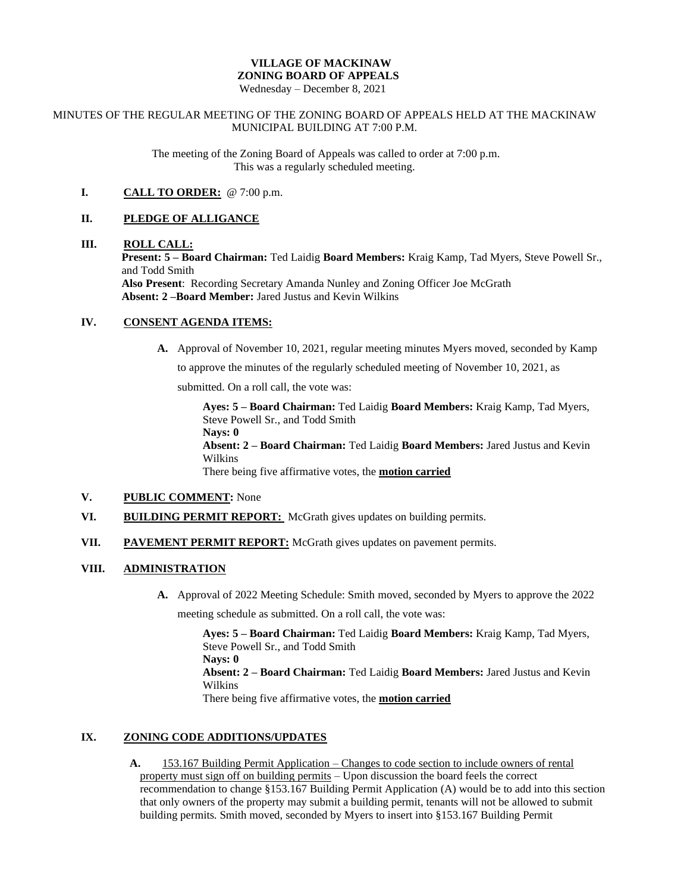**VILLAGE OF MACKINAW**
**ZONING BOARD OF APPEALS**
Wednesday – December 8, 2021

MINUTES OF THE REGULAR MEETING OF THE ZONING BOARD OF APPEALS HELD AT THE MACKINAW MUNICIPAL BUILDING AT 7:00 P.M.

The meeting of the Zoning Board of Appeals was called to order at 7:00 p.m.
This was a regularly scheduled meeting.

**I. CALL TO ORDER:** @ 7:00 p.m.

**II. PLEDGE OF ALLIGANCE**

**III. ROLL CALL:**

**Present: 5 – Board Chairman:** Ted Laidig **Board Members:** Kraig Kamp, Tad Myers, Steve Powell Sr., and Todd Smith
**Also Present**: Recording Secretary Amanda Nunley and Zoning Officer Joe McGrath
**Absent: 2 –Board Member:** Jared Justus and Kevin Wilkins

**IV. CONSENT AGENDA ITEMS:**

**A.** Approval of November 10, 2021, regular meeting minutes Myers moved, seconded by Kamp to approve the minutes of the regularly scheduled meeting of November 10, 2021, as submitted. On a roll call, the vote was:

**Ayes: 5 – Board Chairman:** Ted Laidig **Board Members:** Kraig Kamp, Tad Myers, Steve Powell Sr., and Todd Smith
**Nays: 0**
**Absent: 2 – Board Chairman:** Ted Laidig **Board Members:** Jared Justus and Kevin Wilkins
There being five affirmative votes, the **motion carried**

**V. PUBLIC COMMENT:** None

**VI. BUILDING PERMIT REPORT:** McGrath gives updates on building permits.

**VII. PAVEMENT PERMIT REPORT:** McGrath gives updates on pavement permits.

**VIII. ADMINISTRATION**

**A.** Approval of 2022 Meeting Schedule: Smith moved, seconded by Myers to approve the 2022 meeting schedule as submitted. On a roll call, the vote was:

**Ayes: 5 – Board Chairman:** Ted Laidig **Board Members:** Kraig Kamp, Tad Myers, Steve Powell Sr., and Todd Smith
**Nays: 0**
**Absent: 2 – Board Chairman:** Ted Laidig **Board Members:** Jared Justus and Kevin Wilkins
There being five affirmative votes, the **motion carried**

**IX. ZONING CODE ADDITIONS/UPDATES**

**A.** 153.167 Building Permit Application – Changes to code section to include owners of rental property must sign off on building permits – Upon discussion the board feels the correct recommendation to change §153.167 Building Permit Application (A) would be to add into this section that only owners of the property may submit a building permit, tenants will not be allowed to submit building permits. Smith moved, seconded by Myers to insert into §153.167 Building Permit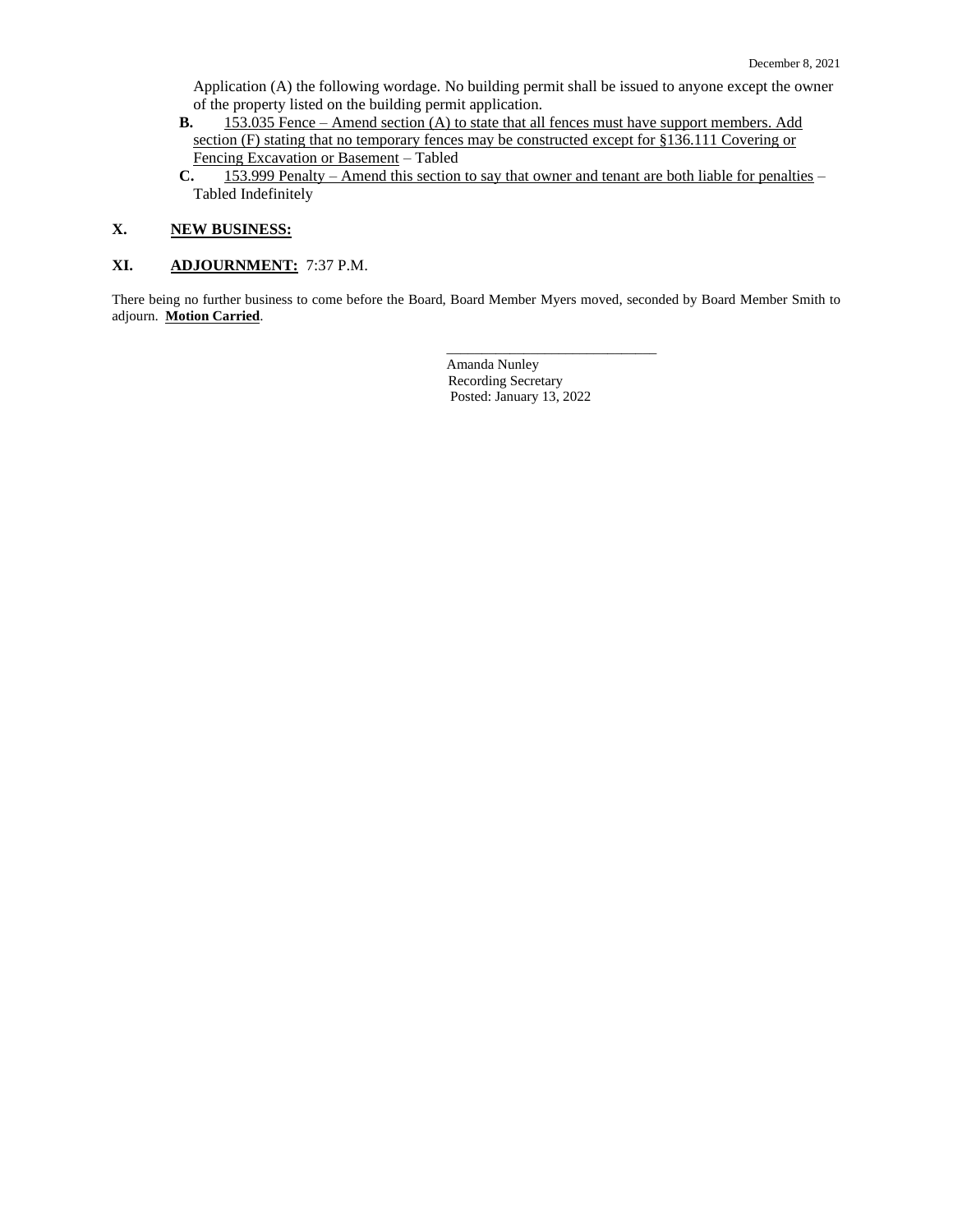Application (A) the following wordage. No building permit shall be issued to anyone except the owner of the property listed on the building permit application.

**B.** 153.035 Fence – Amend section (A) to state that all fences must have support members. Add section (F) stating that no temporary fences may be constructed except for §136.111 Covering or Fencing Excavation or Basement – Tabled

**C.** 153.999 Penalty – Amend this section to say that owner and tenant are both liable for penalties – Tabled Indefinitely

## X. NEW BUSINESS:

## XI. ADJOURNMENT: 7:37 P.M.

There being no further business to come before the Board, Board Member Myers moved, seconded by Board Member Smith to adjourn. **Motion Carried**.

\_\_\_\_\_\_\_\_\_\_\_\_\_\_\_\_\_\_\_\_\_\_\_\_\_\_\_\_\_\_

Amanda Nunley
Recording Secretary
Posted: January 13, 2022